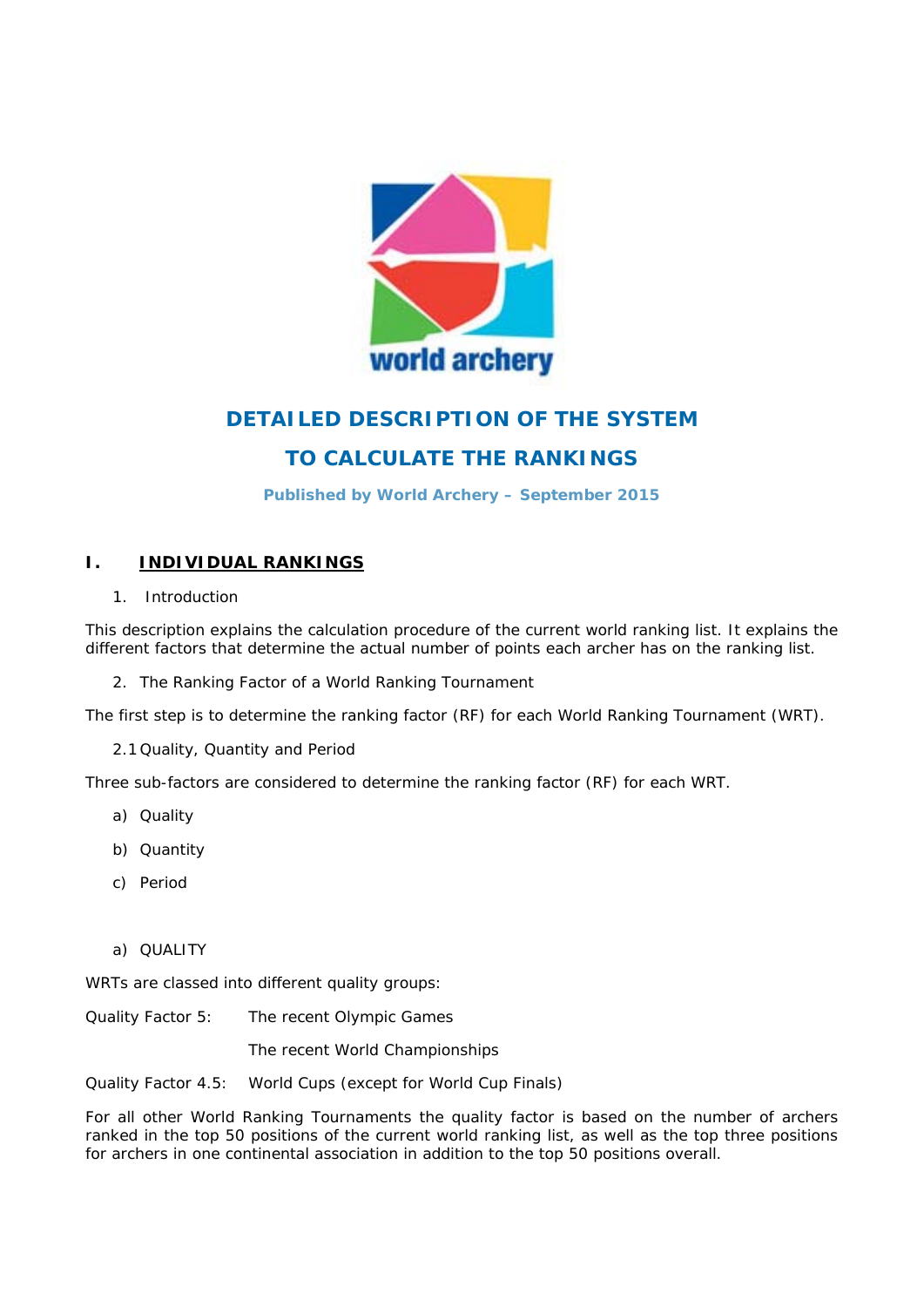# DETAILED DESCRIPTION OF THE SYSTEM

# TO CALCULATE THE RANKINGS

**Published by World Archery – September 2015**

## I. INDIVIDUAL RANKINGS

1. Introduction

This description explains the calculation procedure of the current world ranking list. It explains the different factors that determine the actual number of points each archer has on the ranking list.

2. The Ranking Factor of a World Ranking Tournament

The first step is to determine the ranking factor (RF) for each World Ranking Tournament (WRT).

2.1 Quality, Quantity and Period

Three sub-factors are considered to determine the ranking factor (RF) for each WRT.

a) Quality

b) Quantity

c) Period

a) QUALITY

WRTs are classed into different quality groups:

Quality Factor 5: The recent Olympic Games

The recent World Championships

Quality Factor 4.5: World Cups (except for World Cup Finals)

For all other World Ranking Tournaments the quality factor is based on the number of archers ranked in the top 50 positions of the current world ranking list, as well as the top three positions for archers in one continental association in addition to the top 50 positions overall.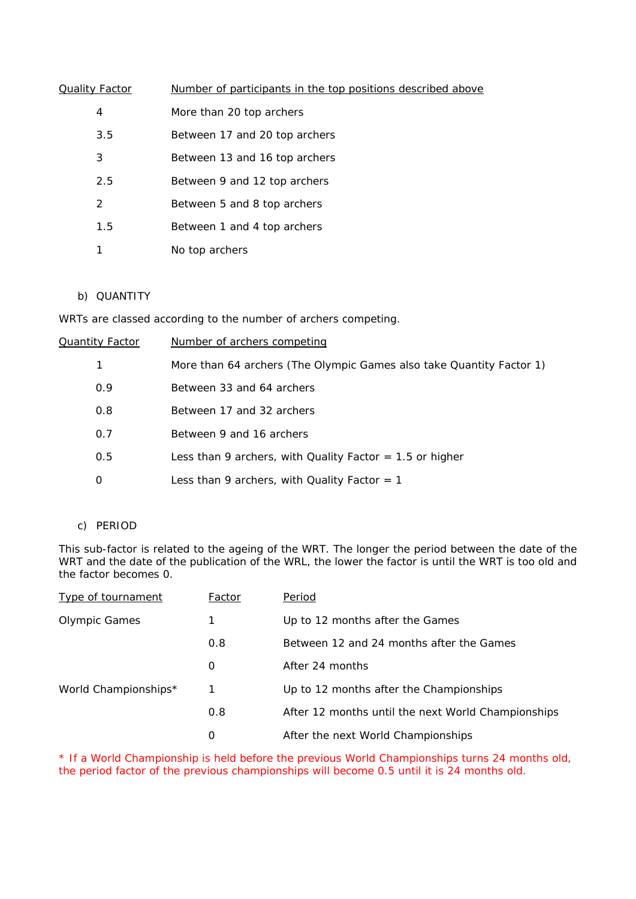| Quality Factor | Number of participants in the top positions described above |
|---|---|
| 4 | More than 20 top archers |
| 3.5 | Between 17 and 20 top archers |
| 3 | Between 13 and 16 top archers |
| 2.5 | Between 9 and 12 top archers |
| 2 | Between 5 and 8 top archers |
| 1.5 | Between 1 and 4 top archers |
| 1 | No top archers |

b) QUANTITY

WRTs are classed according to the number of archers competing.

| Quantity Factor | Number of archers competing |
|---|---|
| 1 | More than 64 archers (The Olympic Games also take Quantity Factor 1) |
| 0.9 | Between 33 and 64 archers |
| 0.8 | Between 17 and 32 archers |
| 0.7 | Between 9 and 16 archers |
| 0.5 | Less than 9 archers, with Quality Factor = 1.5 or higher |
| 0 | Less than 9 archers, with Quality Factor = 1 |

c) PERIOD

This sub-factor is related to the ageing of the WRT. The longer the period between the date of the WRT and the date of the publication of the WRL, the lower the factor is until the WRT is too old and the factor becomes 0.

| Type of tournament | Factor | Period |
|---|---|---|
| Olympic Games | 1 | Up to 12 months after the Games |
| | 0.8 | Between 12 and 24 months after the Games |
| | 0 | After 24 months |
| World Championships* | 1 | Up to 12 months after the Championships |
| | 0.8 | After 12 months until the next World Championships |
| | 0 | After the next World Championships |

* If a World Championship is held before the previous World Championships turns 24 months old, the period factor of the previous championships will become 0.5 until it is 24 months old.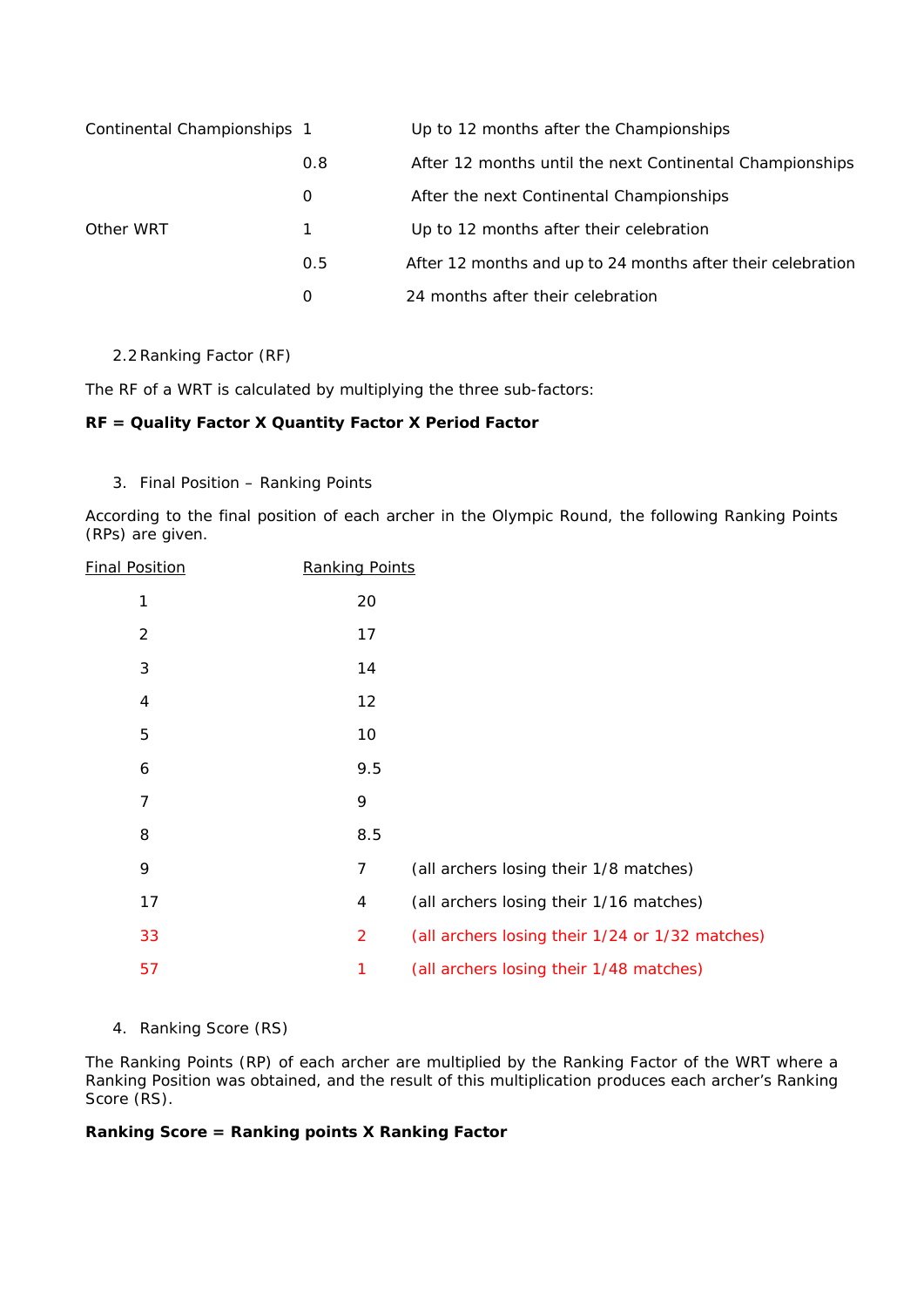| | | |
|---|---|---|
| Continental Championships | 1 | Up to 12 months after the Championships |
| | 0.8 | After 12 months until the next Continental Championships |
| | 0 | After the next Continental Championships |
| Other WRT | 1 | Up to 12 months after their celebration |
| | 0.5 | After 12 months and up to 24 months after their celebration |
| | 0 | 24 months after their celebration |

### 2.2 Ranking Factor (RF)

The RF of a WRT is calculated by multiplying the three sub-factors:

**RF = Quality Factor X Quantity Factor X Period Factor**

## 3. Final Position – Ranking Points

According to the final position of each archer in the Olympic Round, the following Ranking Points (RPs) are given.

| Final Position | Ranking Points | |
|---|---|---|
| 1 | 20 | |
| 2 | 17 | |
| 3 | 14 | |
| 4 | 12 | |
| 5 | 10 | |
| 6 | 9.5 | |
| 7 | 9 | |
| 8 | 8.5 | |
| 9 | 7 | (all archers losing their 1/8 matches) |
| 17 | 4 | (all archers losing their 1/16 matches) |
| 33 | 2 | (all archers losing their 1/24 or 1/32 matches) |
| 57 | 1 | (all archers losing their 1/48 matches) |

## 4. Ranking Score (RS)

The Ranking Points (RP) of each archer are multiplied by the Ranking Factor of the WRT where a Ranking Position was obtained, and the result of this multiplication produces each archer's Ranking Score (RS).

**Ranking Score = Ranking points X Ranking Factor**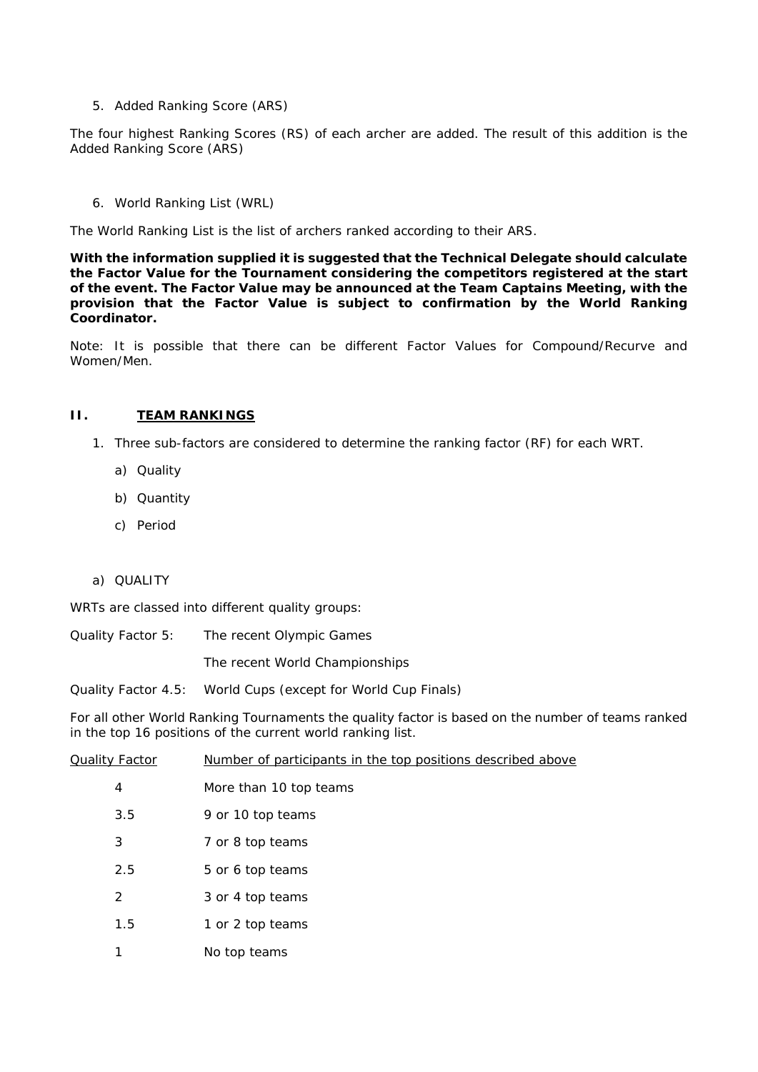5. Added Ranking Score (ARS)

The four highest Ranking Scores (RS) of each archer are added. The result of this addition is the Added Ranking Score (ARS)

6. World Ranking List (WRL)

The World Ranking List is the list of archers ranked according to their ARS.

**With the information supplied it is suggested that the Technical Delegate should calculate the Factor Value for the Tournament considering the competitors registered at the start of the event. The Factor Value may be announced at the Team Captains Meeting, with the provision that the Factor Value is subject to confirmation by the World Ranking Coordinator.**

Note: It is possible that there can be different Factor Values for Compound/Recurve and Women/Men.

## II. TEAM RANKINGS

1. Three sub-factors are considered to determine the ranking factor (RF) for each WRT.
   a) Quality
   b) Quantity
   c) Period

a) QUALITY

WRTs are classed into different quality groups:

Quality Factor 5: The recent Olympic Games

The recent World Championships

Quality Factor 4.5: World Cups (except for World Cup Finals)

For all other World Ranking Tournaments the quality factor is based on the number of teams ranked in the top 16 positions of the current world ranking list.

| Quality Factor | Number of participants in the top positions described above |
|---|---|
| 4 | More than 10 top teams |
| 3.5 | 9 or 10 top teams |
| 3 | 7 or 8 top teams |
| 2.5 | 5 or 6 top teams |
| 2 | 3 or 4 top teams |
| 1.5 | 1 or 2 top teams |
| 1 | No top teams |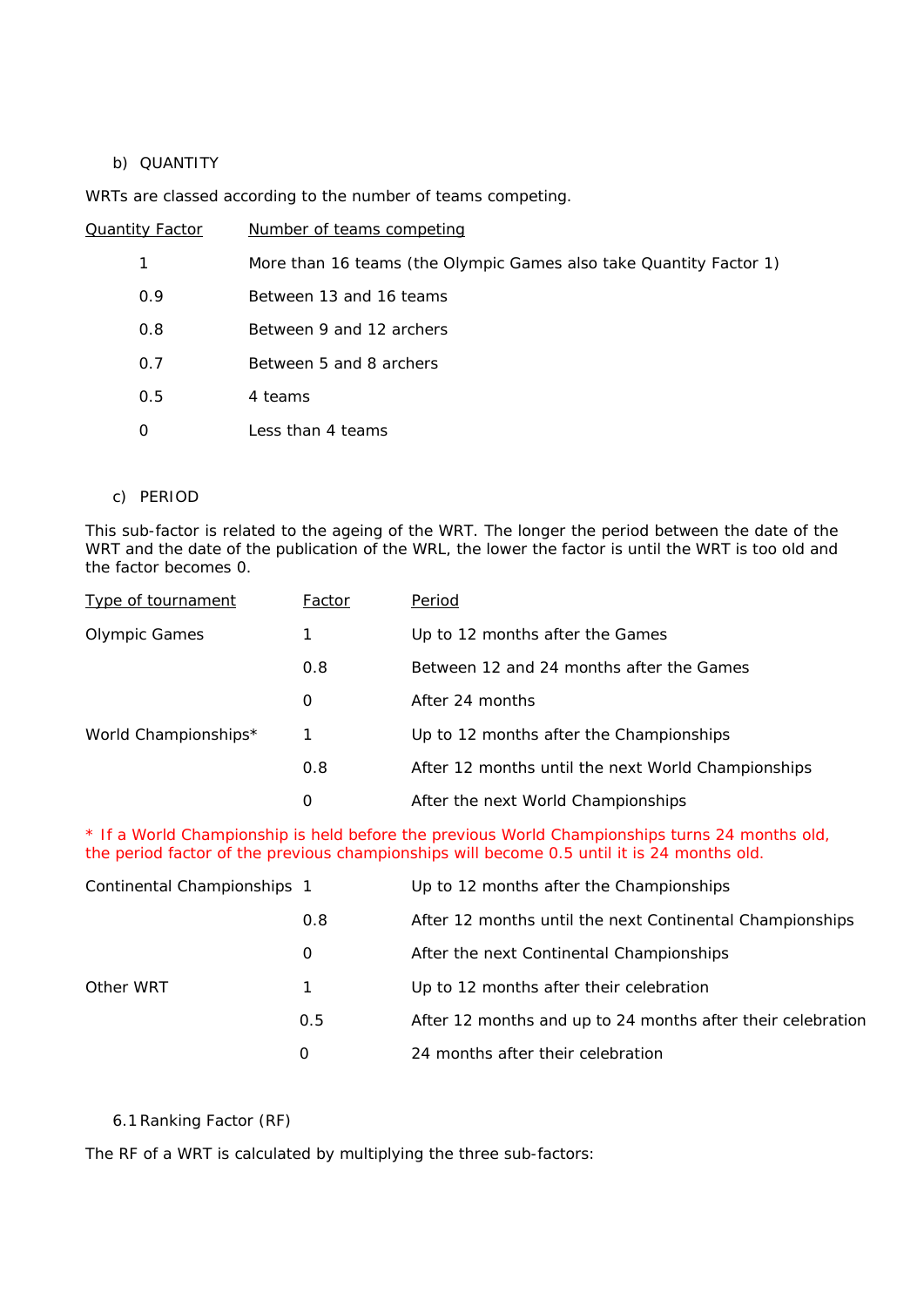b) QUANTITY

WRTs are classed according to the number of teams competing.

| Quantity Factor | Number of teams competing |
|---|---|
| 1 | More than 16 teams (the Olympic Games also take Quantity Factor 1) |
| 0.9 | Between 13 and 16 teams |
| 0.8 | Between 9 and 12 archers |
| 0.7 | Between 5 and 8 archers |
| 0.5 | 4 teams |
| 0 | Less than 4 teams |

c) PERIOD

This sub-factor is related to the ageing of the WRT. The longer the period between the date of the WRT and the date of the publication of the WRL, the lower the factor is until the WRT is too old and the factor becomes 0.

| Type of tournament | Factor | Period |
|---|---|---|
| Olympic Games | 1 | Up to 12 months after the Games |
| | 0.8 | Between 12 and 24 months after the Games |
| | 0 | After 24 months |
| World Championships* | 1 | Up to 12 months after the Championships |
| | 0.8 | After 12 months until the next World Championships |
| | 0 | After the next World Championships |

* If a World Championship is held before the previous World Championships turns 24 months old, the period factor of the previous championships will become 0.5 until it is 24 months old.

| Type of tournament | Factor | Period |
|---|---|---|
| Continental Championships | 1 | Up to 12 months after the Championships |
| | 0.8 | After 12 months until the next Continental Championships |
| | 0 | After the next Continental Championships |
| Other WRT | 1 | Up to 12 months after their celebration |
| | 0.5 | After 12 months and up to 24 months after their celebration |
| | 0 | 24 months after their celebration |

6.1 Ranking Factor (RF)

The RF of a WRT is calculated by multiplying the three sub-factors: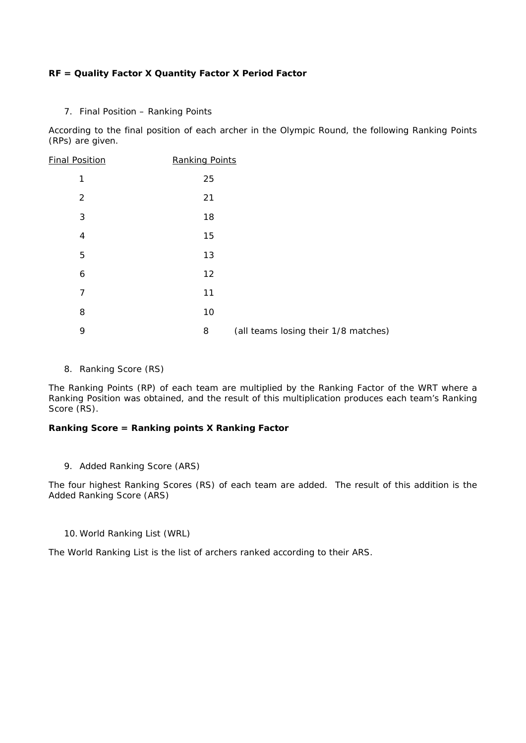**RF = Quality Factor X Quantity Factor X Period Factor**

7. Final Position – Ranking Points

According to the final position of each archer in the Olympic Round, the following Ranking Points (RPs) are given.

| Final Position | Ranking Points | |
|---|---|---|
| 1 | 25 | |
| 2 | 21 | |
| 3 | 18 | |
| 4 | 15 | |
| 5 | 13 | |
| 6 | 12 | |
| 7 | 11 | |
| 8 | 10 | |
| 9 | 8 | (all teams losing their 1/8 matches) |

8. Ranking Score (RS)

The Ranking Points (RP) of each team are multiplied by the Ranking Factor of the WRT where a Ranking Position was obtained, and the result of this multiplication produces each team's Ranking Score (RS).

**Ranking Score = Ranking points X Ranking Factor**

9. Added Ranking Score (ARS)

The four highest Ranking Scores (RS) of each team are added. The result of this addition is the Added Ranking Score (ARS)

10. World Ranking List (WRL)

The World Ranking List is the list of archers ranked according to their ARS.